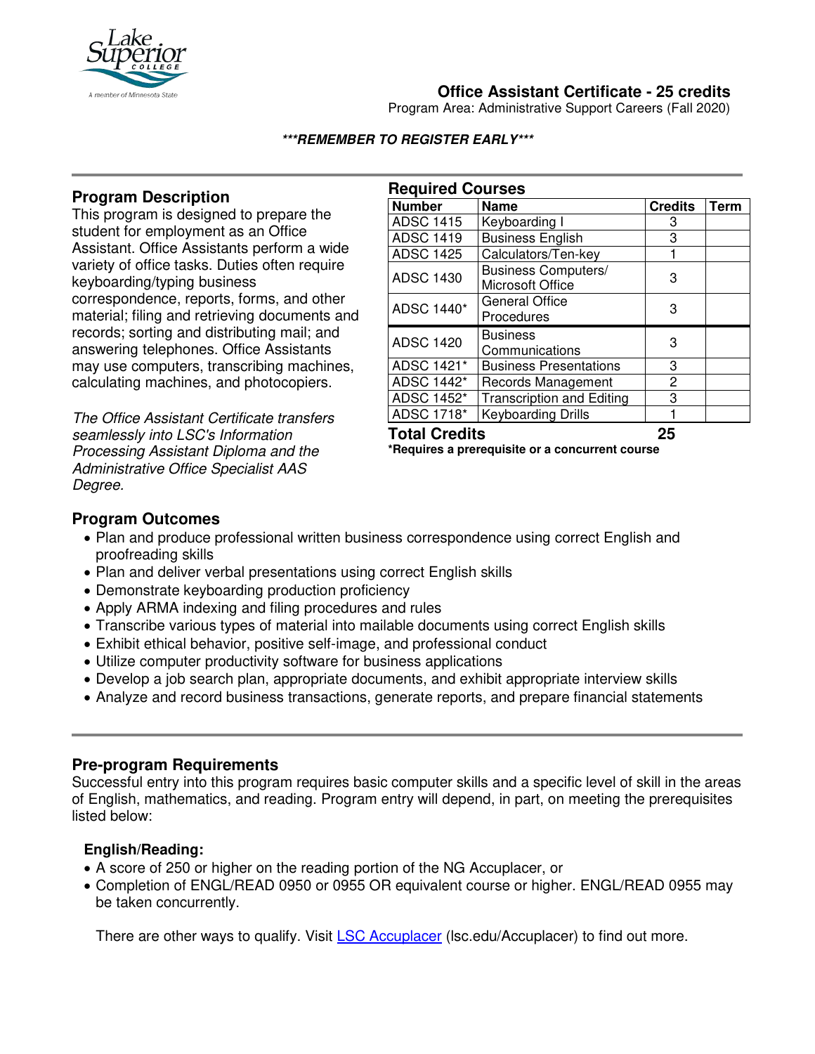# Office Assistant Certificate - 25 credits

Program Area: Administrative Support Careers (Fall 2020)

***REMEMBER TO REGISTER EARLY***

## Program Description

This program is designed to prepare the student for employment as an Office Assistant. Office Assistants perform a wide variety of office tasks. Duties often require keyboarding/typing business correspondence, reports, forms, and other material; filing and retrieving documents and records; sorting and distributing mail; and answering telephones. Office Assistants may use computers, transcribing machines, calculating machines, and photocopiers.

*The Office Assistant Certificate transfers seamlessly into LSC's Information Processing Assistant Diploma and the Administrative Office Specialist AAS Degree.*

## Required Courses

| Number | Name | Credits | Term |
|---|---|---|---|
| ADSC 1415 | Keyboarding I | 3 | |
| ADSC 1419 | Business English | 3 | |
| ADSC 1425 | Calculators/Ten-key | 1 | |
| ADSC 1430 | Business Computers/ Microsoft Office | 3 | |
| ADSC 1440* | General Office Procedures | 3 | |
| ADSC 1420 | Business Communications | 3 | |
| ADSC 1421* | Business Presentations | 3 | |
| ADSC 1442* | Records Management | 2 | |
| ADSC 1452* | Transcription and Editing | 3 | |
| ADSC 1718* | Keyboarding Drills | 1 | |
| **Total Credits** | | **25** | |

***Requires a prerequisite or a concurrent course**

## Program Outcomes

- Plan and produce professional written business correspondence using correct English and proofreading skills
- Plan and deliver verbal presentations using correct English skills
- Demonstrate keyboarding production proficiency
- Apply ARMA indexing and filing procedures and rules
- Transcribe various types of material into mailable documents using correct English skills
- Exhibit ethical behavior, positive self-image, and professional conduct
- Utilize computer productivity software for business applications
- Develop a job search plan, appropriate documents, and exhibit appropriate interview skills
- Analyze and record business transactions, generate reports, and prepare financial statements

## Pre-program Requirements

Successful entry into this program requires basic computer skills and a specific level of skill in the areas of English, mathematics, and reading. Program entry will depend, in part, on meeting the prerequisites listed below:

### English/Reading:

- A score of 250 or higher on the reading portion of the NG Accuplacer, or
- Completion of ENGL/READ 0950 or 0955 OR equivalent course or higher. ENGL/READ 0955 may be taken concurrently.

There are other ways to qualify. Visit [LSC Accuplacer](lsc.edu/Accuplacer) (lsc.edu/Accuplacer) to find out more.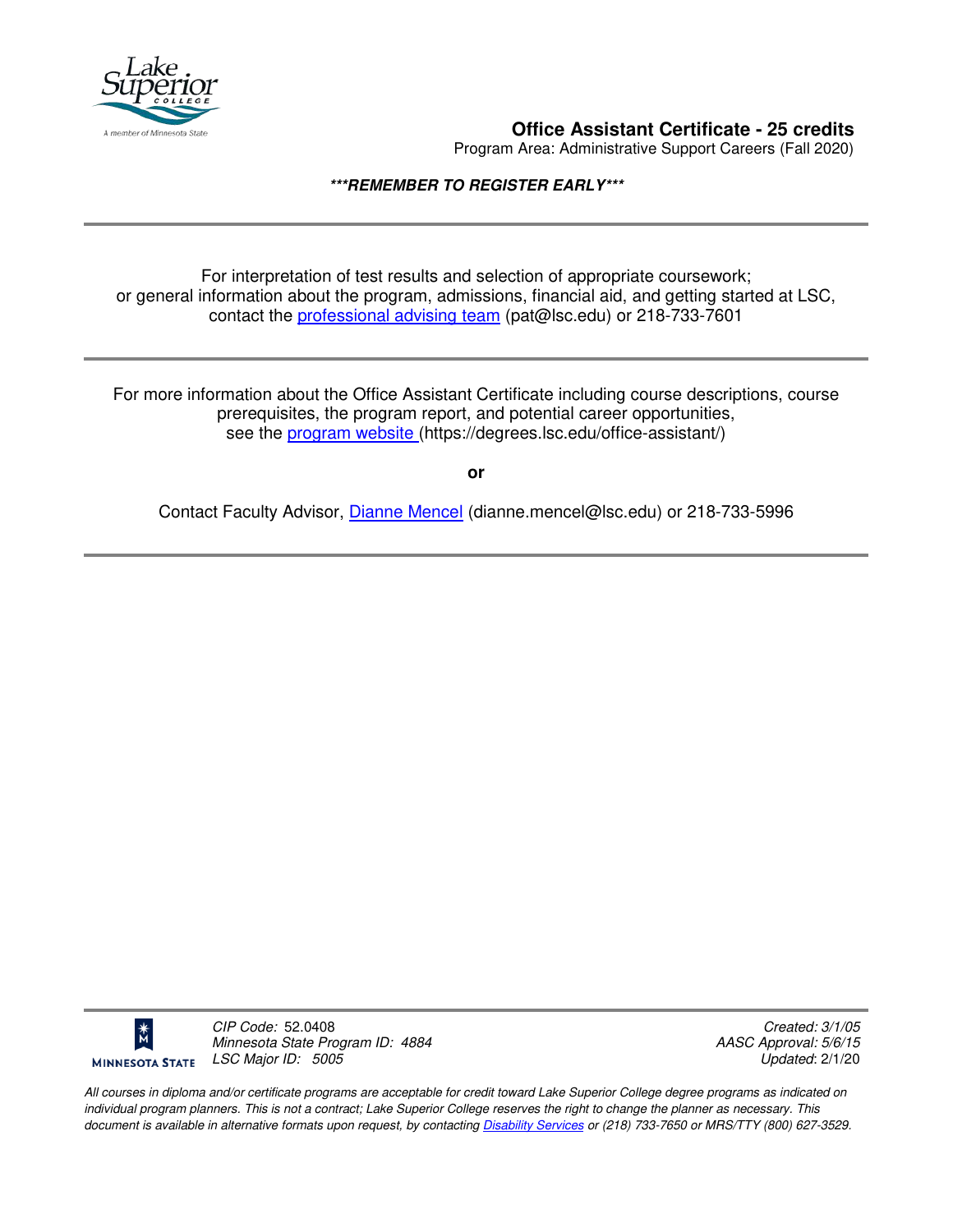## Office Assistant Certificate - 25 credits

Program Area: Administrative Support Careers (Fall 2020)

***\*\*\*REMEMBER TO REGISTER EARLY\*\*\****

---

For interpretation of test results and selection of appropriate coursework;
or general information about the program, admissions, financial aid, and getting started at LSC,
contact the professional advising team (pat@lsc.edu) or 218-733-7601

---

For more information about the Office Assistant Certificate including course descriptions, course prerequisites, the program report, and potential career opportunities,
see the program website (https://degrees.lsc.edu/office-assistant/)

**or**

Contact Faculty Advisor, Dianne Mencel (dianne.mencel@lsc.edu) or 218-733-5996

---

*CIP Code:* 52.0408
*Minnesota State Program ID: 4884*
*LSC Major ID: 5005*

*Created: 3/1/05*
*AASC Approval: 5/6/15*
*Updated*: 2/1/20

*All courses in diploma and/or certificate programs are acceptable for credit toward Lake Superior College degree programs as indicated on individual program planners. This is not a contract; Lake Superior College reserves the right to change the planner as necessary. This document is available in alternative formats upon request, by contacting Disability Services or (218) 733-7650 or MRS/TTY (800) 627-3529.*